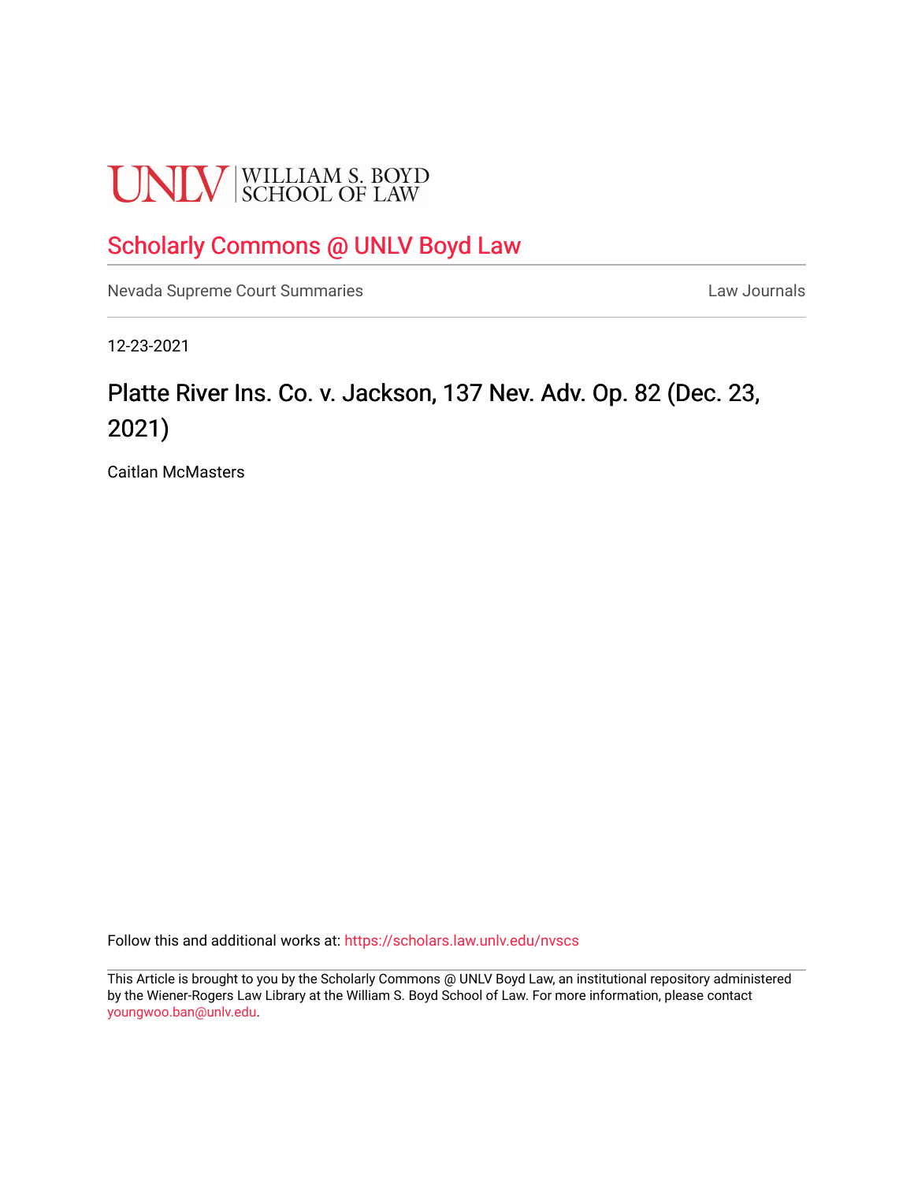UNLV | WILLIAM S. BOYD SCHOOL OF LAW

## Scholarly Commons @ UNLV Boyd Law

Nevada Supreme Court Summaries | Law Journals

12-23-2021

# Platte River Ins. Co. v. Jackson, 137 Nev. Adv. Op. 82 (Dec. 23, 2021)

Caitlan McMasters

Follow this and additional works at: https://scholars.law.unlv.edu/nvscs

This Article is brought to you by the Scholarly Commons @ UNLV Boyd Law, an institutional repository administered by the Wiener-Rogers Law Library at the William S. Boyd School of Law. For more information, please contact youngwoo.ban@unlv.edu.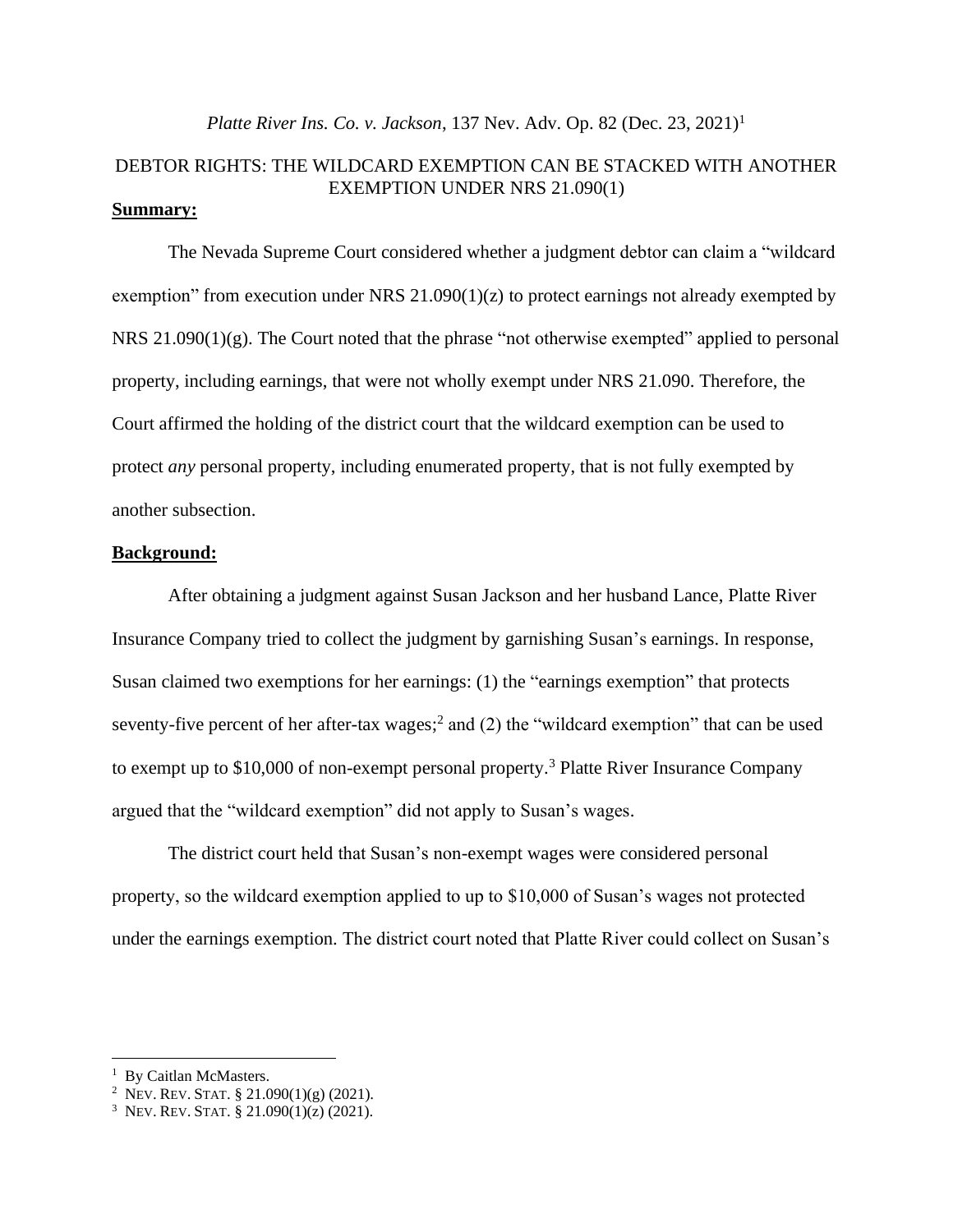*Platte River Ins. Co. v. Jackson*, 137 Nev. Adv. Op. 82 (Dec. 23, 2021)[1]

# DEBTOR RIGHTS: THE WILDCARD EXEMPTION CAN BE STACKED WITH ANOTHER EXEMPTION UNDER NRS 21.090(1)

## Summary:

The Nevada Supreme Court considered whether a judgment debtor can claim a "wildcard exemption" from execution under NRS 21.090(1)(z) to protect earnings not already exempted by NRS 21.090(1)(g). The Court noted that the phrase "not otherwise exempted" applied to personal property, including earnings, that were not wholly exempt under NRS 21.090. Therefore, the Court affirmed the holding of the district court that the wildcard exemption can be used to protect *any* personal property, including enumerated property, that is not fully exempted by another subsection.

## Background:

After obtaining a judgment against Susan Jackson and her husband Lance, Platte River Insurance Company tried to collect the judgment by garnishing Susan's earnings. In response, Susan claimed two exemptions for her earnings: (1) the "earnings exemption" that protects seventy-five percent of her after-tax wages;[2] and (2) the "wildcard exemption" that can be used to exempt up to $10,000 of non-exempt personal property.[3] Platte River Insurance Company argued that the "wildcard exemption" did not apply to Susan's wages.

The district court held that Susan's non-exempt wages were considered personal property, so the wildcard exemption applied to up to $10,000 of Susan's wages not protected under the earnings exemption. The district court noted that Platte River could collect on Susan's

---

[1] By Caitlan McMasters.

[2] NEV. REV. STAT. § 21.090(1)(g) (2021).

[3] NEV. REV. STAT. § 21.090(1)(z) (2021).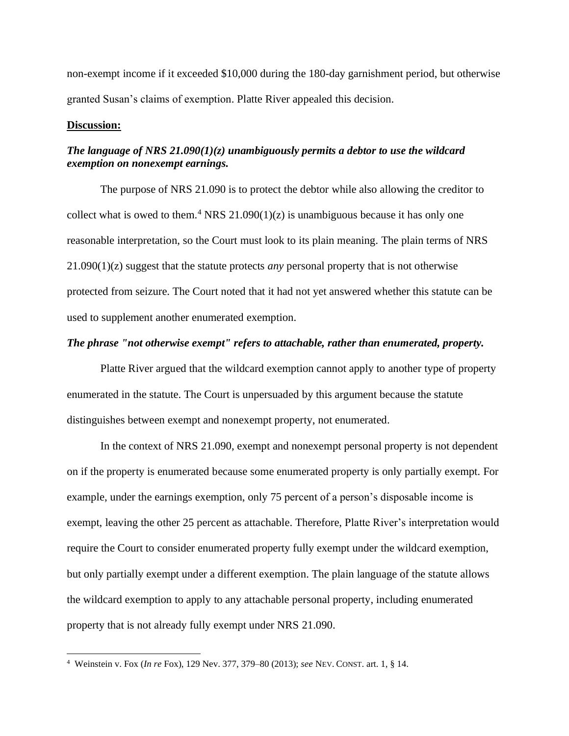non-exempt income if it exceeded $10,000 during the 180-day garnishment period, but otherwise granted Susan's claims of exemption. Platte River appealed this decision.

**Discussion:**

***The language of NRS 21.090(1)(z) unambiguously permits a debtor to use the wildcard exemption on nonexempt earnings.***

The purpose of NRS 21.090 is to protect the debtor while also allowing the creditor to collect what is owed to them.[4] NRS 21.090(1)(z) is unambiguous because it has only one reasonable interpretation, so the Court must look to its plain meaning. The plain terms of NRS 21.090(1)(z) suggest that the statute protects *any* personal property that is not otherwise protected from seizure. The Court noted that it had not yet answered whether this statute can be used to supplement another enumerated exemption.

***The phrase "not otherwise exempt" refers to attachable, rather than enumerated, property.***

Platte River argued that the wildcard exemption cannot apply to another type of property enumerated in the statute. The Court is unpersuaded by this argument because the statute distinguishes between exempt and nonexempt property, not enumerated.

In the context of NRS 21.090, exempt and nonexempt personal property is not dependent on if the property is enumerated because some enumerated property is only partially exempt. For example, under the earnings exemption, only 75 percent of a person's disposable income is exempt, leaving the other 25 percent as attachable. Therefore, Platte River's interpretation would require the Court to consider enumerated property fully exempt under the wildcard exemption, but only partially exempt under a different exemption. The plain language of the statute allows the wildcard exemption to apply to any attachable personal property, including enumerated property that is not already fully exempt under NRS 21.090.

---

[4] Weinstein v. Fox (*In re* Fox), 129 Nev. 377, 379–80 (2013); *see* NEV. CONST. art. 1, § 14.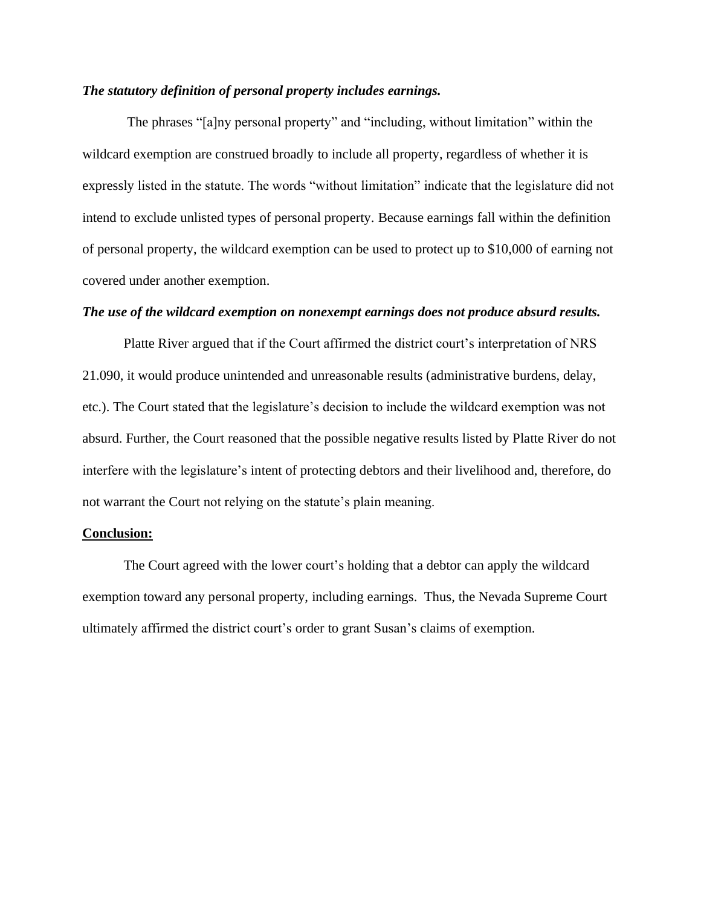***The statutory definition of personal property includes earnings.***

The phrases "[a]ny personal property" and "including, without limitation" within the wildcard exemption are construed broadly to include all property, regardless of whether it is expressly listed in the statute. The words "without limitation" indicate that the legislature did not intend to exclude unlisted types of personal property. Because earnings fall within the definition of personal property, the wildcard exemption can be used to protect up to $10,000 of earning not covered under another exemption.

***The use of the wildcard exemption on nonexempt earnings does not produce absurd results.***

Platte River argued that if the Court affirmed the district court's interpretation of NRS 21.090, it would produce unintended and unreasonable results (administrative burdens, delay, etc.). The Court stated that the legislature's decision to include the wildcard exemption was not absurd. Further, the Court reasoned that the possible negative results listed by Platte River do not interfere with the legislature's intent of protecting debtors and their livelihood and, therefore, do not warrant the Court not relying on the statute's plain meaning.

**Conclusion:**

The Court agreed with the lower court's holding that a debtor can apply the wildcard exemption toward any personal property, including earnings. Thus, the Nevada Supreme Court ultimately affirmed the district court's order to grant Susan's claims of exemption.